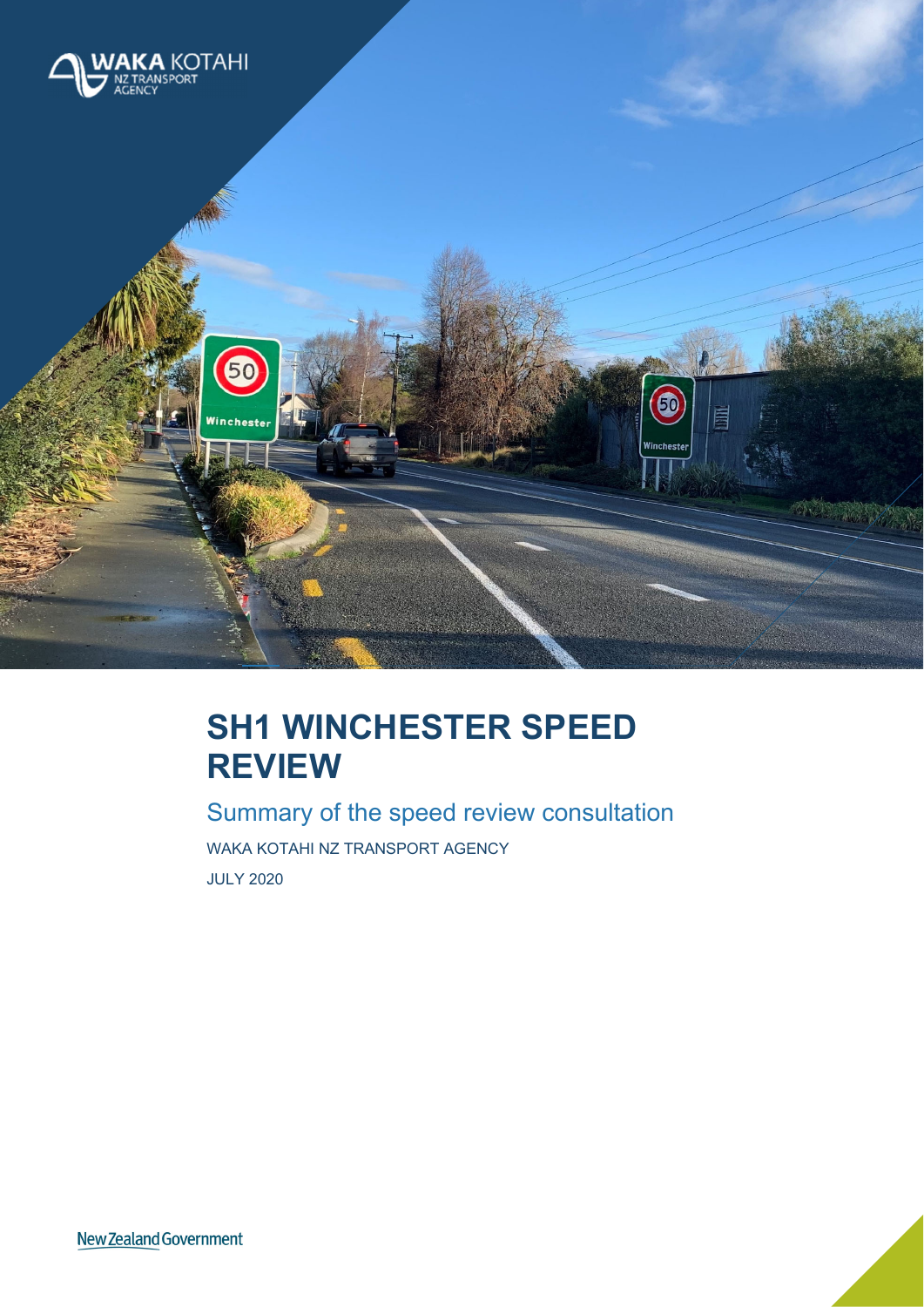# SH1 WINCHESTER SPEED REVIEW

## Summary of the speed review consultation

WAKA KOTAHI NZ TRANSPORT AGENCY

JULY 2020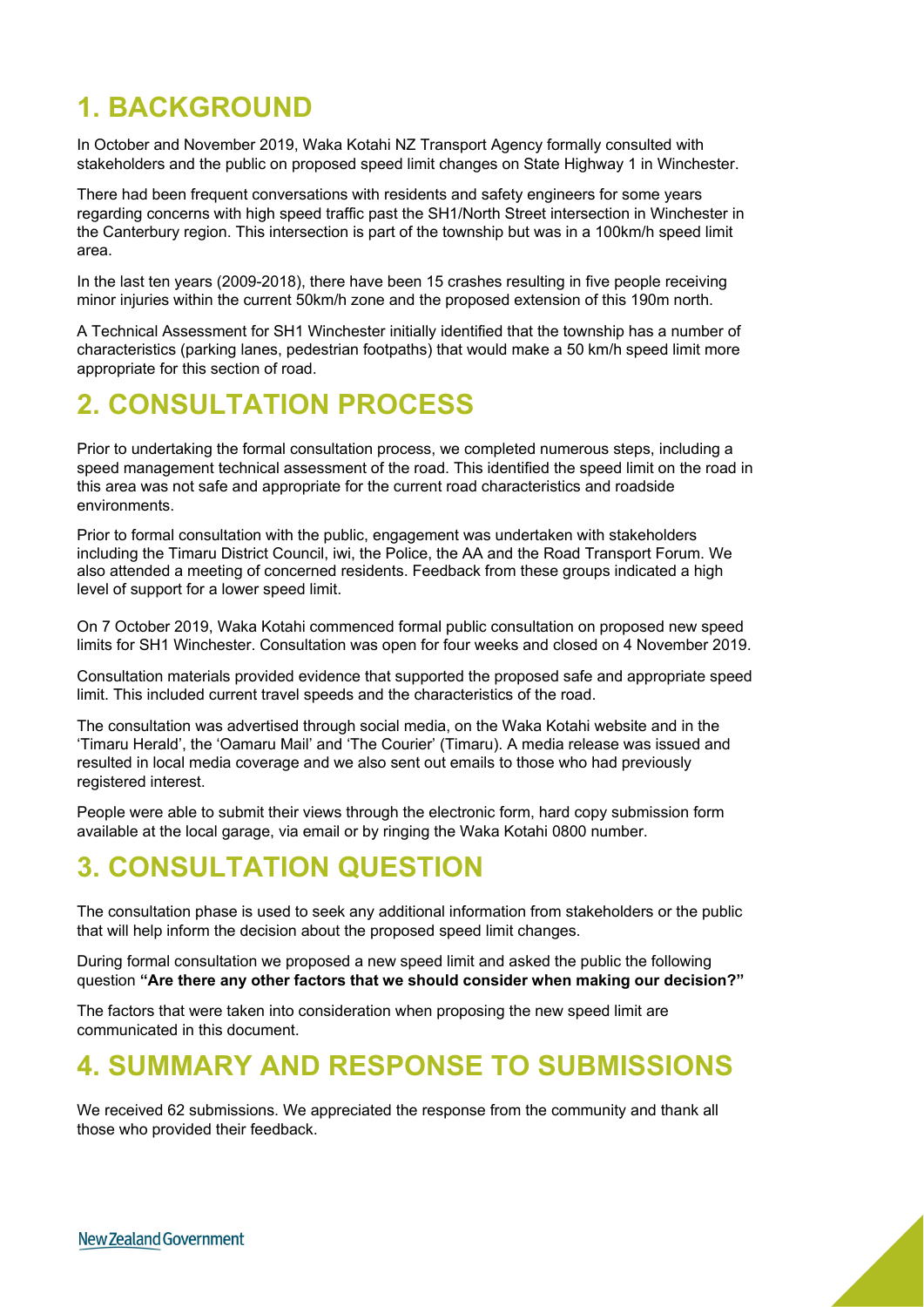# 1. BACKGROUND

In October and November 2019, Waka Kotahi NZ Transport Agency formally consulted with stakeholders and the public on proposed speed limit changes on State Highway 1 in Winchester.

There had been frequent conversations with residents and safety engineers for some years regarding concerns with high speed traffic past the SH1/North Street intersection in Winchester in the Canterbury region. This intersection is part of the township but was in a 100km/h speed limit area.

In the last ten years (2009-2018), there have been 15 crashes resulting in five people receiving minor injuries within the current 50km/h zone and the proposed extension of this 190m north.

A Technical Assessment for SH1 Winchester initially identified that the township has a number of characteristics (parking lanes, pedestrian footpaths) that would make a 50 km/h speed limit more appropriate for this section of road.

# 2. CONSULTATION PROCESS

Prior to undertaking the formal consultation process, we completed numerous steps, including a speed management technical assessment of the road. This identified the speed limit on the road in this area was not safe and appropriate for the current road characteristics and roadside environments.

Prior to formal consultation with the public, engagement was undertaken with stakeholders including the Timaru District Council, iwi, the Police, the AA and the Road Transport Forum. We also attended a meeting of concerned residents. Feedback from these groups indicated a high level of support for a lower speed limit.

On 7 October 2019, Waka Kotahi commenced formal public consultation on proposed new speed limits for SH1 Winchester. Consultation was open for four weeks and closed on 4 November 2019.

Consultation materials provided evidence that supported the proposed safe and appropriate speed limit. This included current travel speeds and the characteristics of the road.

The consultation was advertised through social media, on the Waka Kotahi website and in the 'Timaru Herald', the 'Oamaru Mail' and 'The Courier' (Timaru). A media release was issued and resulted in local media coverage and we also sent out emails to those who had previously registered interest.

People were able to submit their views through the electronic form, hard copy submission form available at the local garage, via email or by ringing the Waka Kotahi 0800 number.

# 3. CONSULTATION QUESTION

The consultation phase is used to seek any additional information from stakeholders or the public that will help inform the decision about the proposed speed limit changes.

During formal consultation we proposed a new speed limit and asked the public the following question **"Are there any other factors that we should consider when making our decision?"**

The factors that were taken into consideration when proposing the new speed limit are communicated in this document.

# 4. SUMMARY AND RESPONSE TO SUBMISSIONS

We received 62 submissions. We appreciated the response from the community and thank all those who provided their feedback.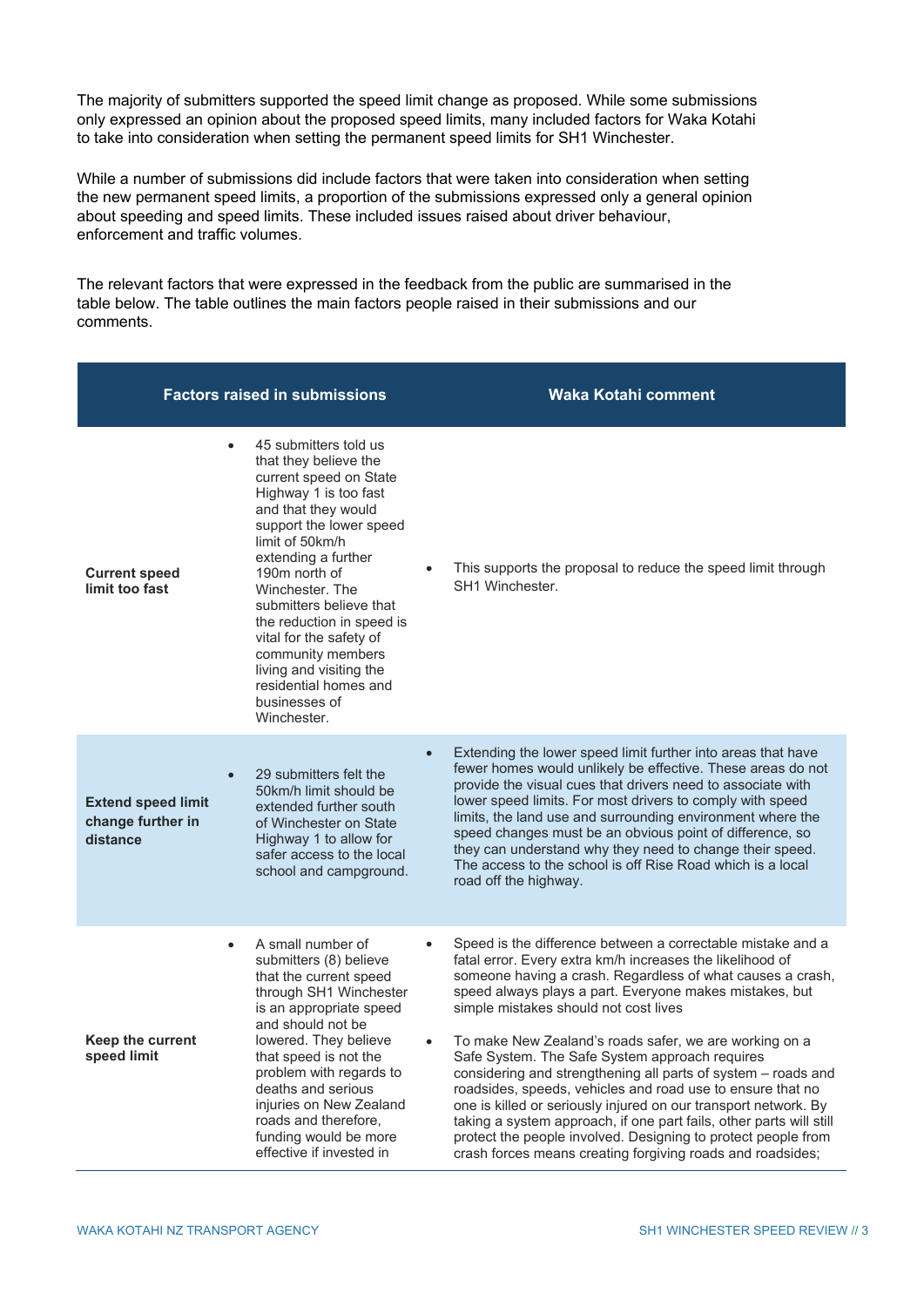The majority of submitters supported the speed limit change as proposed. While some submissions only expressed an opinion about the proposed speed limits, many included factors for Waka Kotahi to take into consideration when setting the permanent speed limits for SH1 Winchester.

While a number of submissions did include factors that were taken into consideration when setting the new permanent speed limits, a proportion of the submissions expressed only a general opinion about speeding and speed limits. These included issues raised about driver behaviour, enforcement and traffic volumes.

The relevant factors that were expressed in the feedback from the public are summarised in the table below. The table outlines the main factors people raised in their submissions and our comments.

| Factors raised in submissions | | Waka Kotahi comment |
|---|---|---|
| **Current speed limit too fast** | • 45 submitters told us that they believe the current speed on State Highway 1 is too fast and that they would support the lower speed limit of 50km/h extending a further 190m north of Winchester. The submitters believe that the reduction in speed is vital for the safety of community members living and visiting the residential homes and businesses of Winchester. | • This supports the proposal to reduce the speed limit through SH1 Winchester. |
| **Extend speed limit change further in distance** | • 29 submitters felt the 50km/h limit should be extended further south of Winchester on State Highway 1 to allow for safer access to the local school and campground. | • Extending the lower speed limit further into areas that have fewer homes would unlikely be effective. These areas do not provide the visual cues that drivers need to associate with lower speed limits. For most drivers to comply with speed limits, the land use and surrounding environment where the speed changes must be an obvious point of difference, so they can understand why they need to change their speed. The access to the school is off Rise Road which is a local road off the highway. |
| **Keep the current speed limit** | • A small number of submitters (8) believe that the current speed through SH1 Winchester is an appropriate speed and should not be lowered. They believe that speed is not the problem with regards to deaths and serious injuries on New Zealand roads and therefore, funding would be more effective if invested in | • Speed is the difference between a correctable mistake and a fatal error. Every extra km/h increases the likelihood of someone having a crash. Regardless of what causes a crash, speed always plays a part. Everyone makes mistakes, but simple mistakes should not cost lives<br><br>• To make New Zealand's roads safer, we are working on a Safe System. The Safe System approach requires considering and strengthening all parts of system – roads and roadsides, speeds, vehicles and road use to ensure that no one is killed or seriously injured on our transport network. By taking a system approach, if one part fails, other parts will still protect the people involved. Designing to protect people from crash forces means creating forgiving roads and roadsides; |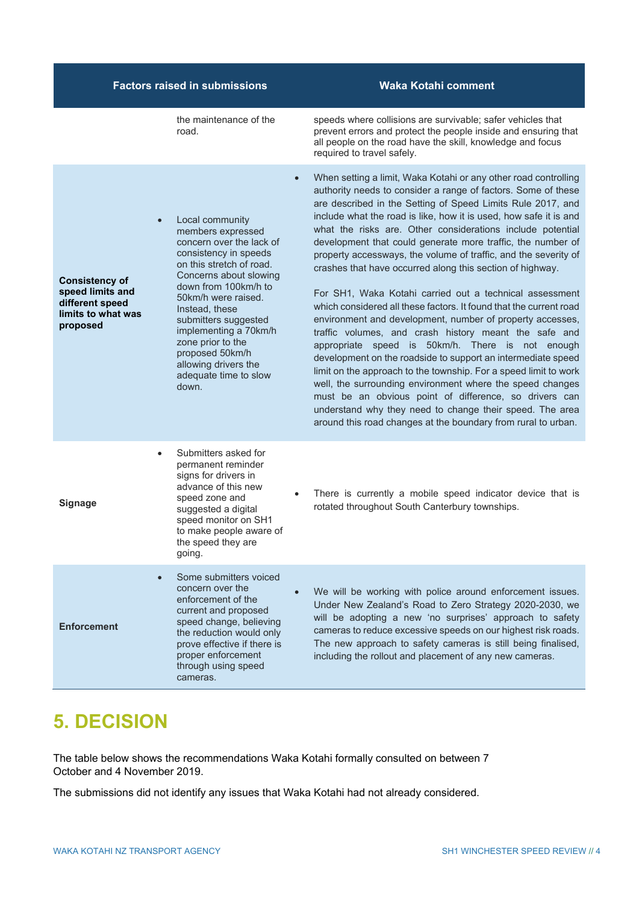| Factors raised in submissions | | Waka Kotahi comment |
|---|---|---|
| | the maintenance of the road. | speeds where collisions are survivable; safer vehicles that prevent errors and protect the people inside and ensuring that all people on the road have the skill, knowledge and focus required to travel safely. |
| **Consistency of speed limits and different speed limits to what was proposed** | • Local community members expressed concern over the lack of consistency in speeds on this stretch of road. Concerns about slowing down from 100km/h to 50km/h were raised. Instead, these submitters suggested implementing a 70km/h zone prior to the proposed 50km/h allowing drivers the adequate time to slow down. | • When setting a limit, Waka Kotahi or any other road controlling authority needs to consider a range of factors. Some of these are described in the Setting of Speed Limits Rule 2017, and include what the road is like, how it is used, how safe it is and what the risks are. Other considerations include potential development that could generate more traffic, the number of property accessways, the volume of traffic, and the severity of crashes that have occurred along this section of highway.<br><br>For SH1, Waka Kotahi carried out a technical assessment which considered all these factors. It found that the current road environment and development, number of property accesses, traffic volumes, and crash history meant the safe and appropriate speed is 50km/h. There is not enough development on the roadside to support an intermediate speed limit on the approach to the township. For a speed limit to work well, the surrounding environment where the speed changes must be an obvious point of difference, so drivers can understand why they need to change their speed. The area around this road changes at the boundary from rural to urban. |
| **Signage** | • Submitters asked for permanent reminder signs for drivers in advance of this new speed zone and suggested a digital speed monitor on SH1 to make people aware of the speed they are going. | • There is currently a mobile speed indicator device that is rotated throughout South Canterbury townships. |
| **Enforcement** | • Some submitters voiced concern over the enforcement of the current and proposed speed change, believing the reduction would only prove effective if there is proper enforcement through using speed cameras. | • We will be working with police around enforcement issues. Under New Zealand's Road to Zero Strategy 2020-2030, we will be adopting a new 'no surprises' approach to safety cameras to reduce excessive speeds on our highest risk roads. The new approach to safety cameras is still being finalised, including the rollout and placement of any new cameras. |

# 5. DECISION

The table below shows the recommendations Waka Kotahi formally consulted on between 7 October and 4 November 2019.

The submissions did not identify any issues that Waka Kotahi had not already considered.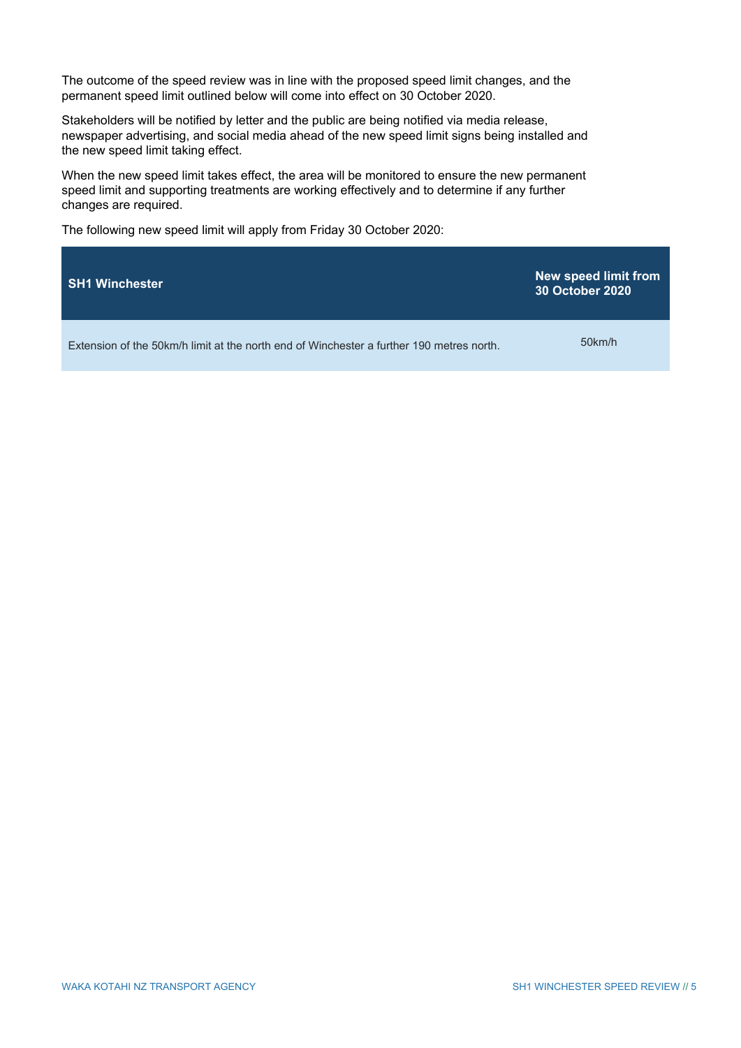The outcome of the speed review was in line with the proposed speed limit changes, and the permanent speed limit outlined below will come into effect on 30 October 2020.

Stakeholders will be notified by letter and the public are being notified via media release, newspaper advertising, and social media ahead of the new speed limit signs being installed and the new speed limit taking effect.

When the new speed limit takes effect, the area will be monitored to ensure the new permanent speed limit and supporting treatments are working effectively and to determine if any further changes are required.

The following new speed limit will apply from Friday 30 October 2020:

| SH1 Winchester | New speed limit from 30 October 2020 |
| --- | --- |
| Extension of the 50km/h limit at the north end of Winchester a further 190 metres north. | 50km/h |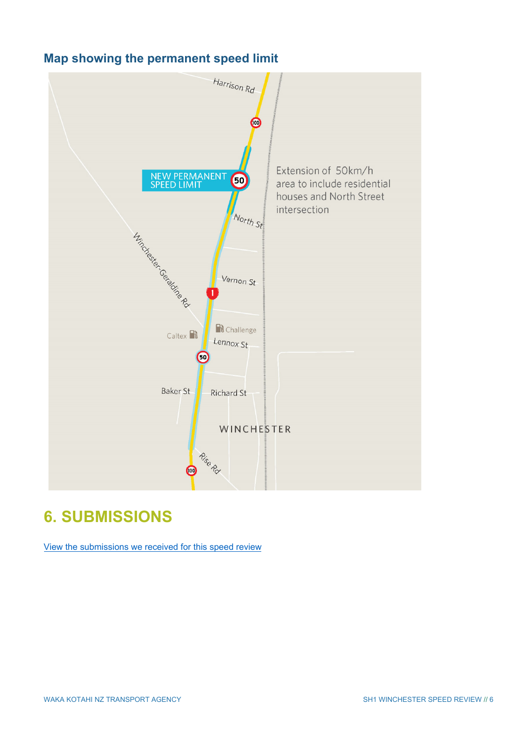## Map showing the permanent speed limit

Harrison Rd

100

NEW PERMANENT SPEED LIMIT 50

Extension of 50km/h area to include residential houses and North Street intersection

North St

Winchester-Geraldine Rd

Vernon St

1

Challenge

Caltex

Lennox St

50

Baker St

Richard St

WINCHESTER

Rise Rd

100

# 6. SUBMISSIONS

[View the submissions we received for this speed review]